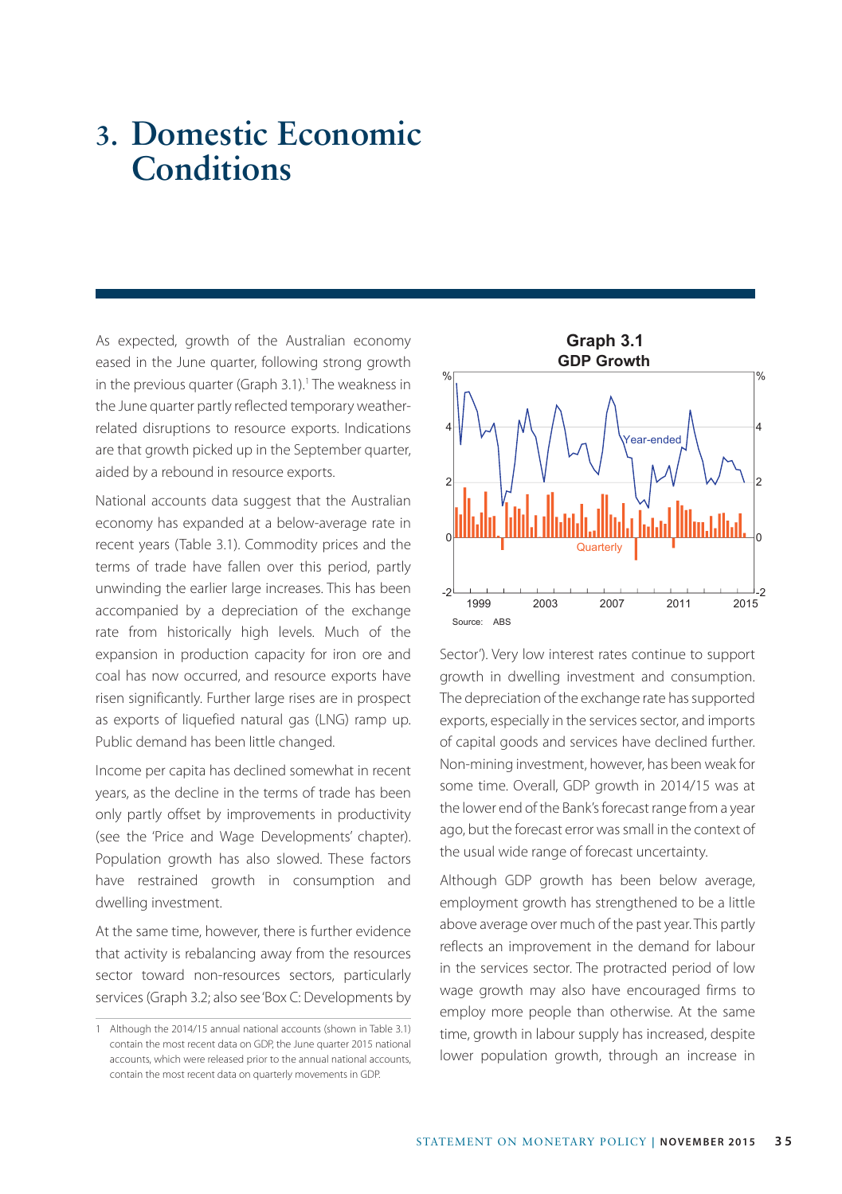# 3. Domestic Economic Conditions

As expected, growth of the Australian economy eased in the June quarter, following strong growth in the previous quarter (Graph 3.1).[1] The weakness in the June quarter partly reflected temporary weather-related disruptions to resource exports. Indications are that growth picked up in the September quarter, aided by a rebound in resource exports.

National accounts data suggest that the Australian economy has expanded at a below-average rate in recent years (Table 3.1). Commodity prices and the terms of trade have fallen over this period, partly unwinding the earlier large increases. This has been accompanied by a depreciation of the exchange rate from historically high levels. Much of the expansion in production capacity for iron ore and coal has now occurred, and resource exports have risen significantly. Further large rises are in prospect as exports of liquefied natural gas (LNG) ramp up. Public demand has been little changed.

Income per capita has declined somewhat in recent years, as the decline in the terms of trade has been only partly offset by improvements in productivity (see the 'Price and Wage Developments' chapter). Population growth has also slowed. These factors have restrained growth in consumption and dwelling investment.

At the same time, however, there is further evidence that activity is rebalancing away from the resources sector toward non-resources sectors, particularly services (Graph 3.2; also see 'Box C: Developments by Sector'). Very low interest rates continue to support growth in dwelling investment and consumption. The depreciation of the exchange rate has supported exports, especially in the services sector, and imports of capital goods and services have declined further. Non-mining investment, however, has been weak for some time. Overall, GDP growth in 2014/15 was at the lower end of the Bank's forecast range from a year ago, but the forecast error was small in the context of the usual wide range of forecast uncertainty.

Although GDP growth has been below average, employment growth has strengthened to be a little above average over much of the past year. This partly reflects an improvement in the demand for labour in the services sector. The protracted period of low wage growth may also have encouraged firms to employ more people than otherwise. At the same time, growth in labour supply has increased, despite lower population growth, through an increase in

**Graph 3.1**
**GDP Growth**

Source: ABS

1 Although the 2014/15 annual national accounts (shown in Table 3.1) contain the most recent data on GDP, the June quarter 2015 national accounts, which were released prior to the annual national accounts, contain the most recent data on quarterly movements in GDP.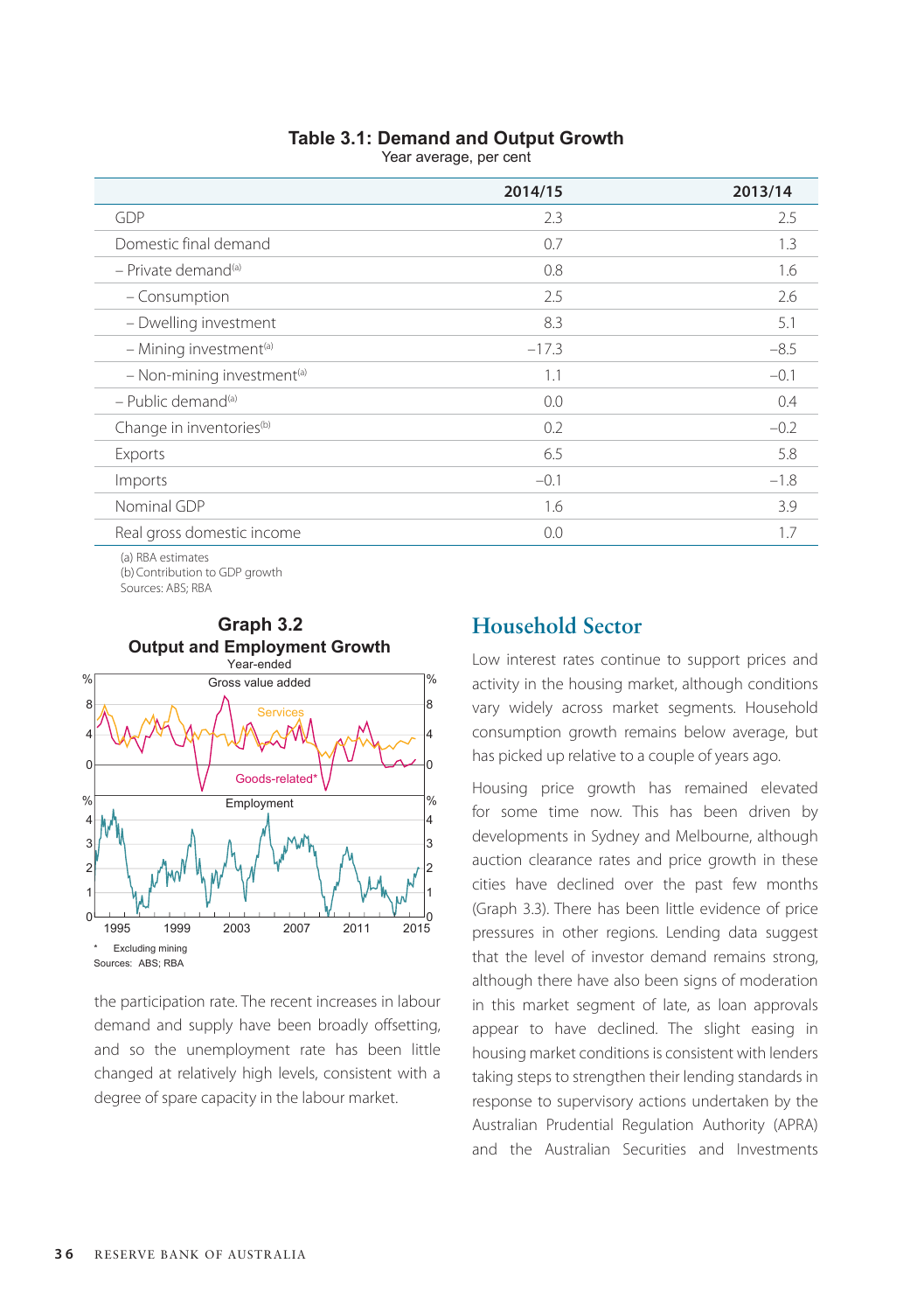**Table 3.1: Demand and Output Growth**
Year average, per cent

| | 2014/15 | 2013/14 |
|---|---|---|
| GDP | 2.3 | 2.5 |
| Domestic final demand | 0.7 | 1.3 |
| – Private demand[(a)] | 0.8 | 1.6 |
| – Consumption | 2.5 | 2.6 |
| – Dwelling investment | 8.3 | 5.1 |
| – Mining investment[(a)] | –17.3 | –8.5 |
| – Non-mining investment[(a)] | 1.1 | –0.1 |
| – Public demand[(a)] | 0.0 | 0.4 |
| Change in inventories[(b)] | 0.2 | –0.2 |
| Exports | 6.5 | 5.8 |
| Imports | –0.1 | –1.8 |
| Nominal GDP | 1.6 | 3.9 |
| Real gross domestic income | 0.0 | 1.7 |

(a) RBA estimates
(b) Contribution to GDP growth
Sources: ABS; RBA

**Graph 3.2**
**Output and Employment Growth**
Year-ended

\* Excluding mining
Sources: ABS; RBA

the participation rate. The recent increases in labour demand and supply have been broadly offsetting, and so the unemployment rate has been little changed at relatively high levels, consistent with a degree of spare capacity in the labour market.

## Household Sector

Low interest rates continue to support prices and activity in the housing market, although conditions vary widely across market segments. Household consumption growth remains below average, but has picked up relative to a couple of years ago.

Housing price growth has remained elevated for some time now. This has been driven by developments in Sydney and Melbourne, although auction clearance rates and price growth in these cities have declined over the past few months (Graph 3.3). There has been little evidence of price pressures in other regions. Lending data suggest that the level of investor demand remains strong, although there have also been signs of moderation in this market segment of late, as loan approvals appear to have declined. The slight easing in housing market conditions is consistent with lenders taking steps to strengthen their lending standards in response to supervisory actions undertaken by the Australian Prudential Regulation Authority (APRA) and the Australian Securities and Investments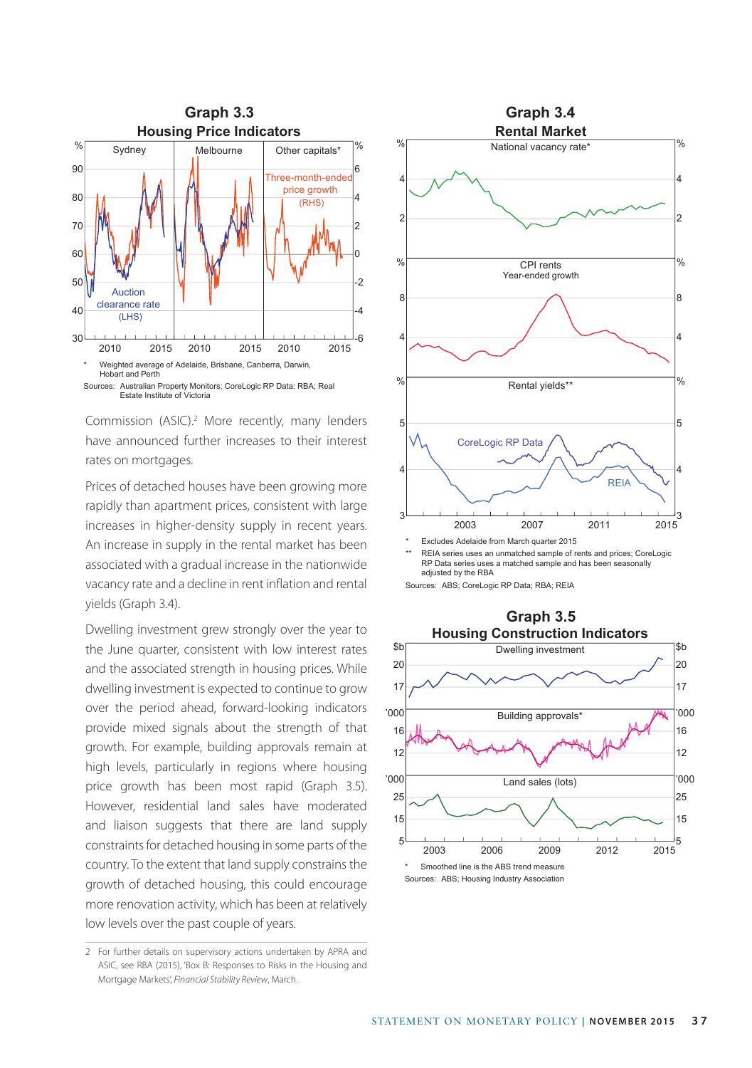## Graph 3.3

### Housing Price Indicators

\* Weighted average of Adelaide, Brisbane, Canberra, Darwin, Hobart and Perth

Sources: Australian Property Monitors; CoreLogic RP Data; RBA; Real Estate Institute of Victoria

Commission (ASIC).[2] More recently, many lenders have announced further increases to their interest rates on mortgages.

Prices of detached houses have been growing more rapidly than apartment prices, consistent with large increases in higher-density supply in recent years. An increase in supply in the rental market has been associated with a gradual increase in the nationwide vacancy rate and a decline in rent inflation and rental yields (Graph 3.4).

Dwelling investment grew strongly over the year to the June quarter, consistent with low interest rates and the associated strength in housing prices. While dwelling investment is expected to continue to grow over the period ahead, forward-looking indicators provide mixed signals about the strength of that growth. For example, building approvals remain at high levels, particularly in regions where housing price growth has been most rapid (Graph 3.5). However, residential land sales have moderated and liaison suggests that there are land supply constraints for detached housing in some parts of the country. To the extent that land supply constrains the growth of detached housing, this could encourage more renovation activity, which has been at relatively low levels over the past couple of years.

## Graph 3.4

### Rental Market

\* Excludes Adelaide from March quarter 2015

\*\* REIA series uses an unmatched sample of rents and prices; CoreLogic RP Data series uses a matched sample and has been seasonally adjusted by the RBA

Sources: ABS; CoreLogic RP Data; RBA; REIA

## Graph 3.5

### Housing Construction Indicators

\* Smoothed line is the ABS trend measure

Sources: ABS; Housing Industry Association

---

2 For further details on supervisory actions undertaken by APRA and ASIC, see RBA (2015), 'Box B: Responses to Risks in the Housing and Mortgage Markets', *Financial Stability Review*, March.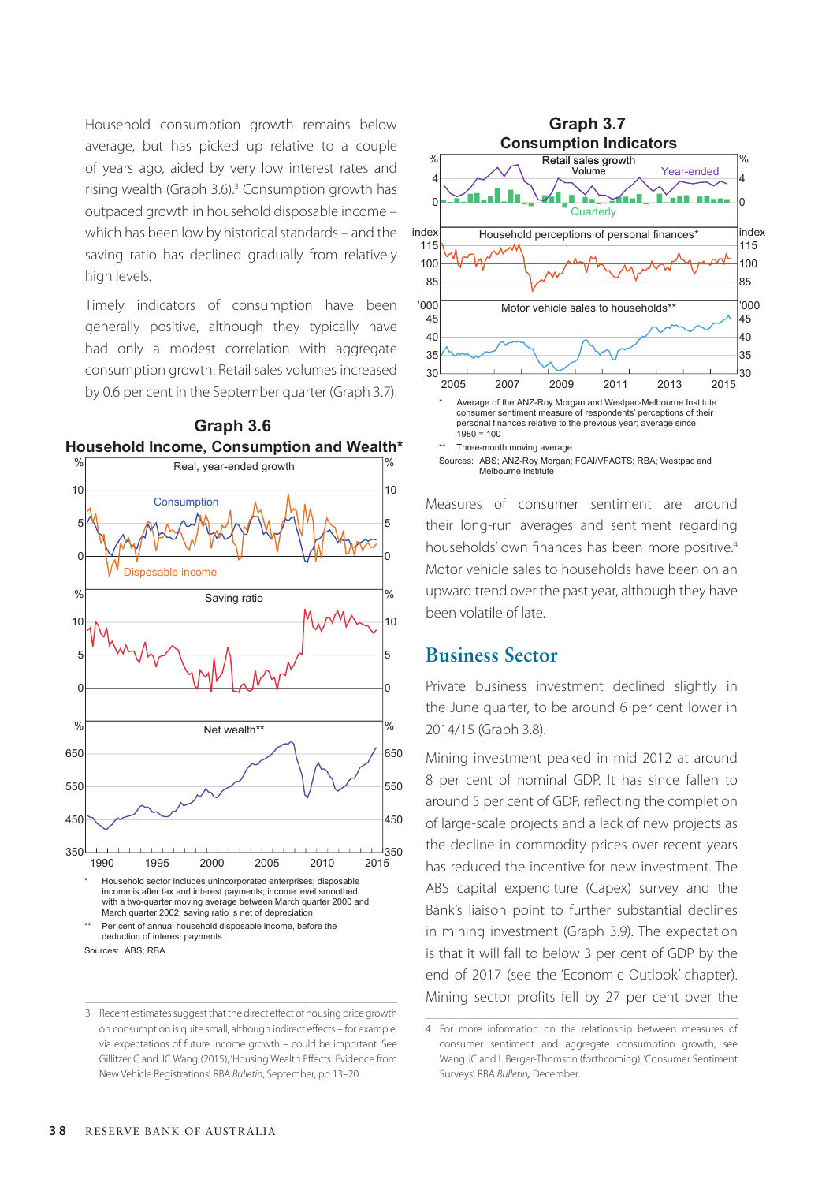Household consumption growth remains below average, but has picked up relative to a couple of years ago, aided by very low interest rates and rising wealth (Graph 3.6).[3] Consumption growth has outpaced growth in household disposable income – which has been low by historical standards – and the saving ratio has declined gradually from relatively high levels.

Timely indicators of consumption have been generally positive, although they typically have had only a modest correlation with aggregate consumption growth. Retail sales volumes increased by 0.6 per cent in the September quarter (Graph 3.7).

**Graph 3.6**
**Household Income, Consumption and Wealth***

\* Household sector includes unincorporated enterprises; disposable income is after tax and interest payments; income level smoothed with a two-quarter moving average between March quarter 2000 and March quarter 2002; saving ratio is net of depreciation

\*\* Per cent of annual household disposable income, before the deduction of interest payments

Sources: ABS; RBA

**Graph 3.7**
**Consumption Indicators**

\* Average of the ANZ-Roy Morgan and Westpac-Melbourne Institute consumer sentiment measure of respondents' perceptions of their personal finances relative to the previous year; average since 1980 = 100

\*\* Three-month moving average

Sources: ABS; ANZ-Roy Morgan; FCAI/VFACTS; RBA; Westpac and Melbourne Institute

Measures of consumer sentiment are around their long-run averages and sentiment regarding households' own finances has been more positive.[4] Motor vehicle sales to households have been on an upward trend over the past year, although they have been volatile of late.

## Business Sector

Private business investment declined slightly in the June quarter, to be around 6 per cent lower in 2014/15 (Graph 3.8).

Mining investment peaked in mid 2012 at around 8 per cent of nominal GDP. It has since fallen to around 5 per cent of GDP, reflecting the completion of large-scale projects and a lack of new projects as the decline in commodity prices over recent years has reduced the incentive for new investment. The ABS capital expenditure (Capex) survey and the Bank's liaison point to further substantial declines in mining investment (Graph 3.9). The expectation is that it will fall to below 3 per cent of GDP by the end of 2017 (see the 'Economic Outlook' chapter). Mining sector profits fell by 27 per cent over the

---

3 Recent estimates suggest that the direct effect of housing price growth on consumption is quite small, although indirect effects – for example, via expectations of future income growth – could be important. See Gillitzer C and JC Wang (2015), 'Housing Wealth Effects: Evidence from New Vehicle Registrations', RBA *Bulletin*, September, pp 13–20.

4 For more information on the relationship between measures of consumer sentiment and aggregate consumption growth, see Wang JC and L Berger-Thomson (forthcoming), 'Consumer Sentiment Surveys', RBA *Bulletin*, December.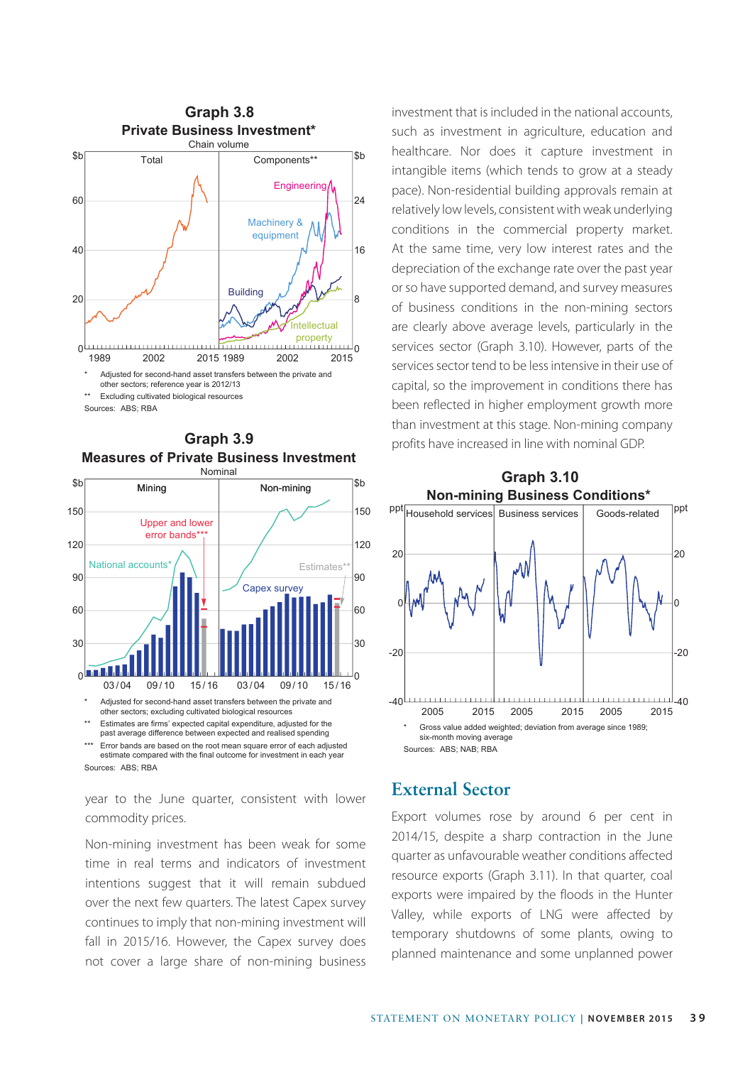### Graph 3.8
### Private Business Investment*

Chain volume

\* Adjusted for second-hand asset transfers between the private and other sectors; reference year is 2012/13

** Excluding cultivated biological resources

Sources: ABS; RBA

### Graph 3.9
### Measures of Private Business Investment

Nominal

\* Adjusted for second-hand asset transfers between the private and other sectors; excluding cultivated biological resources

** Estimates are firms' expected capital expenditure, adjusted for the past average difference between expected and realised spending

*** Error bands are based on the root mean square error of each adjusted estimate compared with the final outcome for investment in each year

Sources: ABS; RBA

year to the June quarter, consistent with lower commodity prices.

Non-mining investment has been weak for some time in real terms and indicators of investment intentions suggest that it will remain subdued over the next few quarters. The latest Capex survey continues to imply that non-mining investment will fall in 2015/16. However, the Capex survey does not cover a large share of non-mining business investment that is included in the national accounts, such as investment in agriculture, education and healthcare. Nor does it capture investment in intangible items (which tends to grow at a steady pace). Non-residential building approvals remain at relatively low levels, consistent with weak underlying conditions in the commercial property market. At the same time, very low interest rates and the depreciation of the exchange rate over the past year or so have supported demand, and survey measures of business conditions in the non-mining sectors are clearly above average levels, particularly in the services sector (Graph 3.10). However, parts of the services sector tend to be less intensive in their use of capital, so the improvement in conditions there has been reflected in higher employment growth more than investment at this stage. Non-mining company profits have increased in line with nominal GDP.

### Graph 3.10
### Non-mining Business Conditions*

\* Gross value added weighted; deviation from average since 1989; six-month moving average

Sources: ABS; NAB; RBA

## External Sector

Export volumes rose by around 6 per cent in 2014/15, despite a sharp contraction in the June quarter as unfavourable weather conditions affected resource exports (Graph 3.11). In that quarter, coal exports were impaired by the floods in the Hunter Valley, while exports of LNG were affected by temporary shutdowns of some plants, owing to planned maintenance and some unplanned power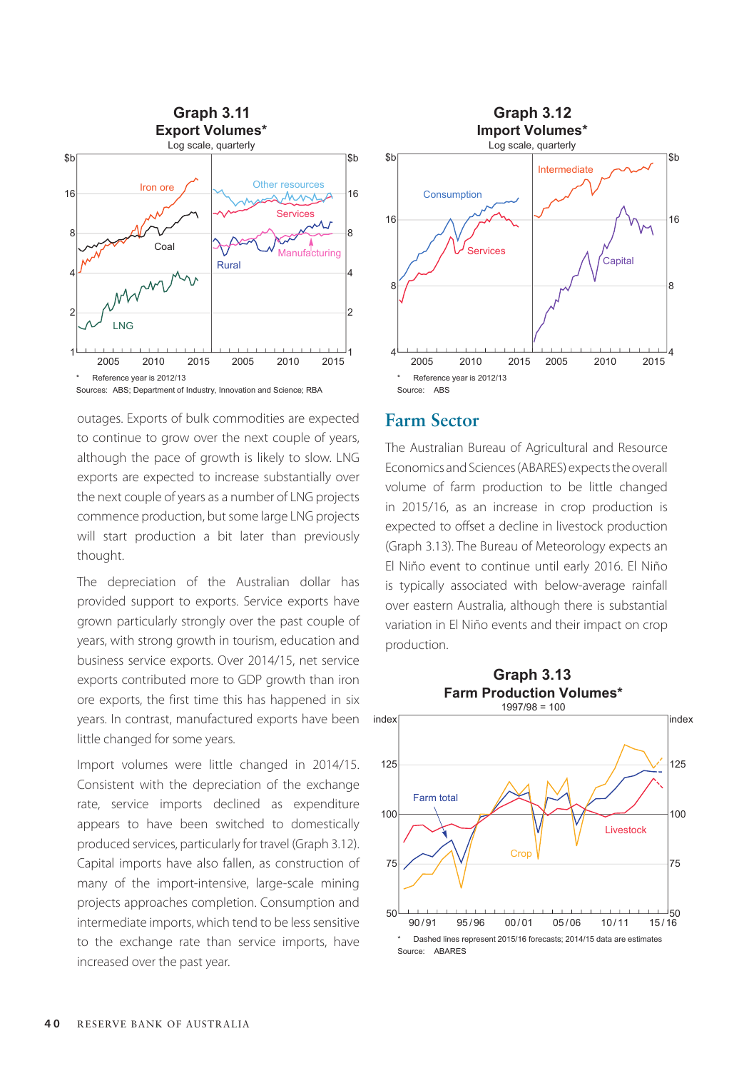## Graph 3.11

**Export Volumes***

Log scale, quarterly

\* Reference year is 2012/13

Sources: ABS; Department of Industry, Innovation and Science; RBA

## Graph 3.12

**Import Volumes***

Log scale, quarterly

\* Reference year is 2012/13

Source: ABS

outages. Exports of bulk commodities are expected to continue to grow over the next couple of years, although the pace of growth is likely to slow. LNG exports are expected to increase substantially over the next couple of years as a number of LNG projects commence production, but some large LNG projects will start production a bit later than previously thought.

The depreciation of the Australian dollar has provided support to exports. Service exports have grown particularly strongly over the past couple of years, with strong growth in tourism, education and business service exports. Over 2014/15, net service exports contributed more to GDP growth than iron ore exports, the first time this has happened in six years. In contrast, manufactured exports have been little changed for some years.

Import volumes were little changed in 2014/15. Consistent with the depreciation of the exchange rate, service imports declined as expenditure appears to have been switched to domestically produced services, particularly for travel (Graph 3.12). Capital imports have also fallen, as construction of many of the import-intensive, large-scale mining projects approaches completion. Consumption and intermediate imports, which tend to be less sensitive to the exchange rate than service imports, have increased over the past year.

## Farm Sector

The Australian Bureau of Agricultural and Resource Economics and Sciences (ABARES) expects the overall volume of farm production to be little changed in 2015/16, as an increase in crop production is expected to offset a decline in livestock production (Graph 3.13). The Bureau of Meteorology expects an El Niño event to continue until early 2016. El Niño is typically associated with below-average rainfall over eastern Australia, although there is substantial variation in El Niño events and their impact on crop production.

## Graph 3.13

**Farm Production Volumes***

1997/98 = 100

\* Dashed lines represent 2015/16 forecasts; 2014/15 data are estimates

Source: ABARES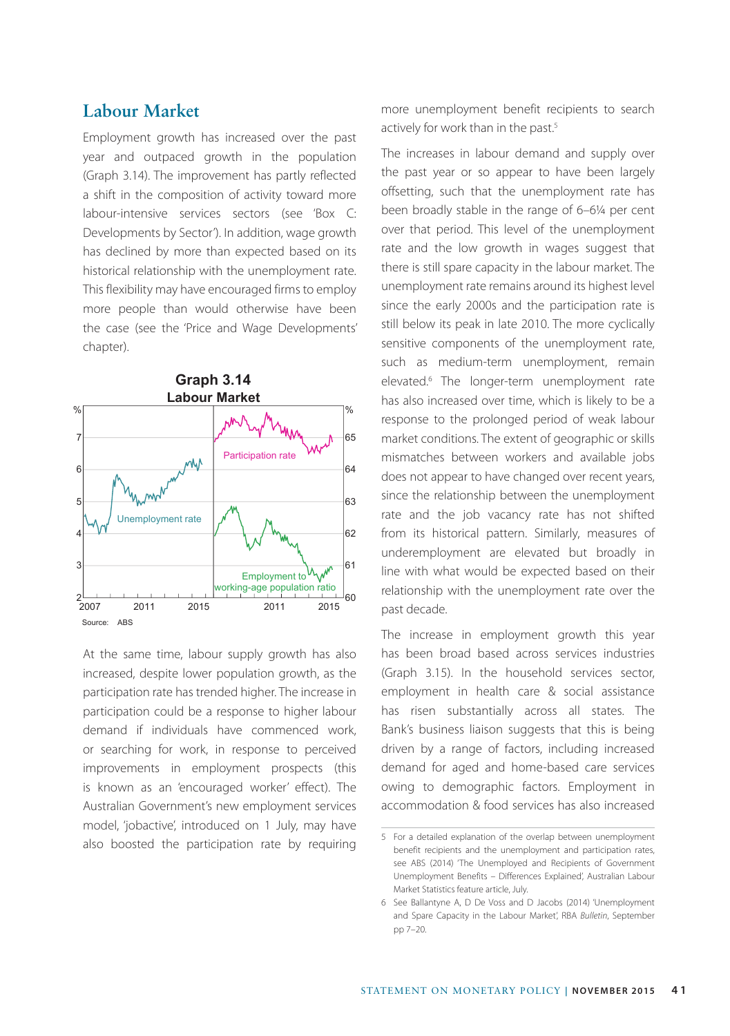## Labour Market

Employment growth has increased over the past year and outpaced growth in the population (Graph 3.14). The improvement has partly reflected a shift in the composition of activity toward more labour-intensive services sectors (see 'Box C: Developments by Sector'). In addition, wage growth has declined by more than expected based on its historical relationship with the unemployment rate. This flexibility may have encouraged firms to employ more people than would otherwise have been the case (see the 'Price and Wage Developments' chapter).

**Graph 3.14**
**Labour Market**

Source: ABS

At the same time, labour supply growth has also increased, despite lower population growth, as the participation rate has trended higher. The increase in participation could be a response to higher labour demand if individuals have commenced work, or searching for work, in response to perceived improvements in employment prospects (this is known as an 'encouraged worker' effect). The Australian Government's new employment services model, 'jobactive', introduced on 1 July, may have also boosted the participation rate by requiring more unemployment benefit recipients to search actively for work than in the past.[5]

The increases in labour demand and supply over the past year or so appear to have been largely offsetting, such that the unemployment rate has been broadly stable in the range of 6–6¼ per cent over that period. This level of the unemployment rate and the low growth in wages suggest that there is still spare capacity in the labour market. The unemployment rate remains around its highest level since the early 2000s and the participation rate is still below its peak in late 2010. The more cyclically sensitive components of the unemployment rate, such as medium-term unemployment, remain elevated.[6] The longer-term unemployment rate has also increased over time, which is likely to be a response to the prolonged period of weak labour market conditions. The extent of geographic or skills mismatches between workers and available jobs does not appear to have changed over recent years, since the relationship between the unemployment rate and the job vacancy rate has not shifted from its historical pattern. Similarly, measures of underemployment are elevated but broadly in line with what would be expected based on their relationship with the unemployment rate over the past decade.

The increase in employment growth this year has been broad based across services industries (Graph 3.15). In the household services sector, employment in health care & social assistance has risen substantially across all states. The Bank's business liaison suggests that this is being driven by a range of factors, including increased demand for aged and home-based care services owing to demographic factors. Employment in accommodation & food services has also increased

5 For a detailed explanation of the overlap between unemployment benefit recipients and the unemployment and participation rates, see ABS (2014) 'The Unemployed and Recipients of Government Unemployment Benefits – Differences Explained', Australian Labour Market Statistics feature article, July.

6 See Ballantyne A, D De Voss and D Jacobs (2014) 'Unemployment and Spare Capacity in the Labour Market', RBA *Bulletin*, September pp 7–20.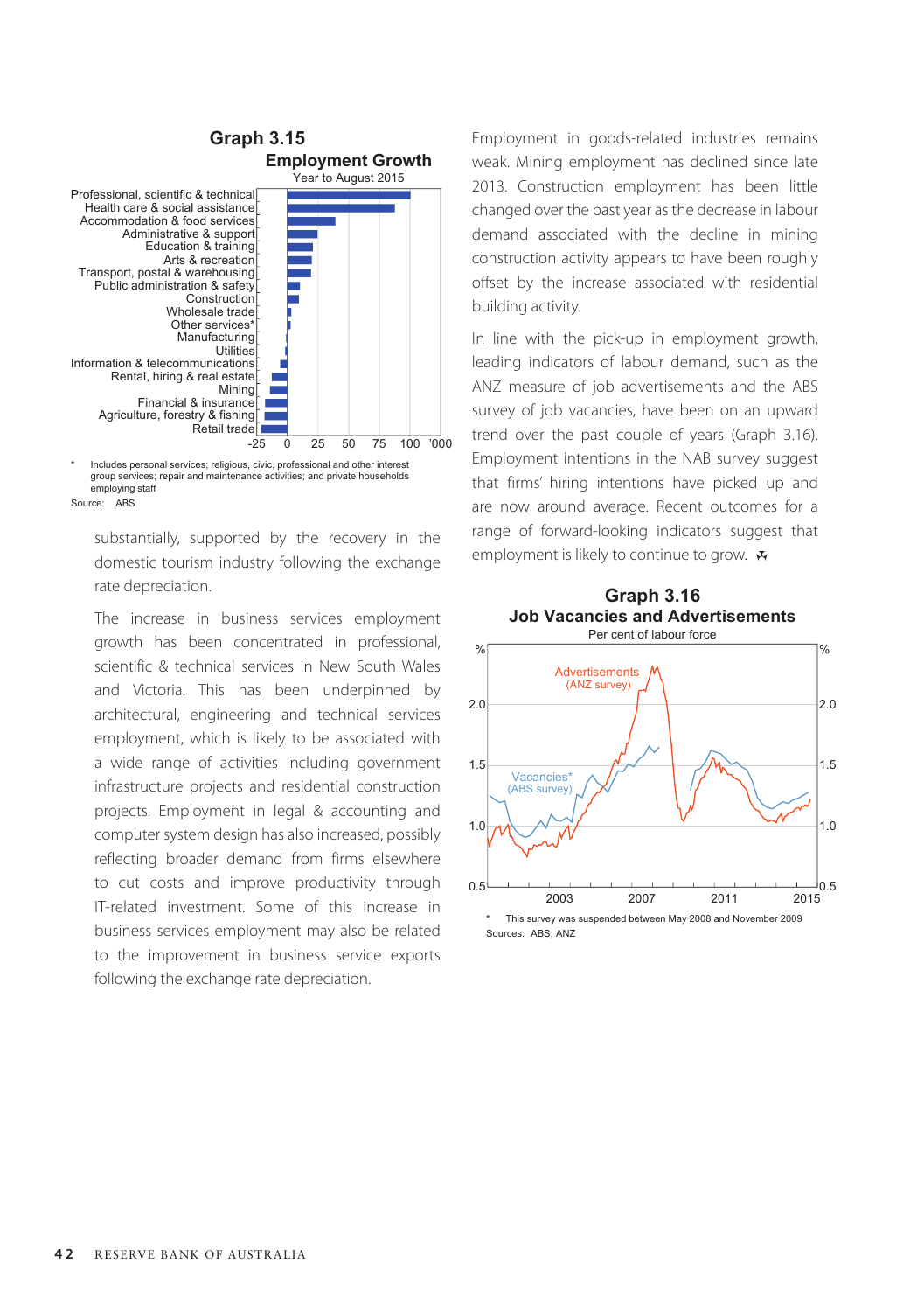## Graph 3.15

### Employment Growth

Year to August 2015

Professional, scientific & technical
Health care & social assistance
Accommodation & food services
Administrative & support
Education & training
Arts & recreation
Transport, postal & warehousing
Public administration & safety
Construction
Wholesale trade
Other services*
Manufacturing
Utilities
Information & telecommunications
Rental, hiring & real estate
Mining
Financial & insurance
Agriculture, forestry & fishing
Retail trade

-25 0 25 50 75 100 '000

\* Includes personal services; religious, civic, professional and other interest group services; repair and maintenance activities; and private households employing staff

Source: ABS

substantially, supported by the recovery in the domestic tourism industry following the exchange rate depreciation.

The increase in business services employment growth has been concentrated in professional, scientific & technical services in New South Wales and Victoria. This has been underpinned by architectural, engineering and technical services employment, which is likely to be associated with a wide range of activities including government infrastructure projects and residential construction projects. Employment in legal & accounting and computer system design has also increased, possibly reflecting broader demand from firms elsewhere to cut costs and improve productivity through IT-related investment. Some of this increase in business services employment may also be related to the improvement in business service exports following the exchange rate depreciation.

Employment in goods-related industries remains weak. Mining employment has declined since late 2013. Construction employment has been little changed over the past year as the decrease in labour demand associated with the decline in mining construction activity appears to have been roughly offset by the increase associated with residential building activity.

In line with the pick-up in employment growth, leading indicators of labour demand, such as the ANZ measure of job advertisements and the ABS survey of job vacancies, have been on an upward trend over the past couple of years (Graph 3.16). Employment intentions in the NAB survey suggest that firms' hiring intentions have picked up and are now around average. Recent outcomes for a range of forward-looking indicators suggest that employment is likely to continue to grow.

## Graph 3.16

### Job Vacancies and Advertisements

Per cent of labour force

%
2.0
1.5
1.0
0.5

Advertisements (ANZ survey)
Vacancies* (ABS survey)

2003 2007 2011 2015

\* This survey was suspended between May 2008 and November 2009

Sources: ABS; ANZ